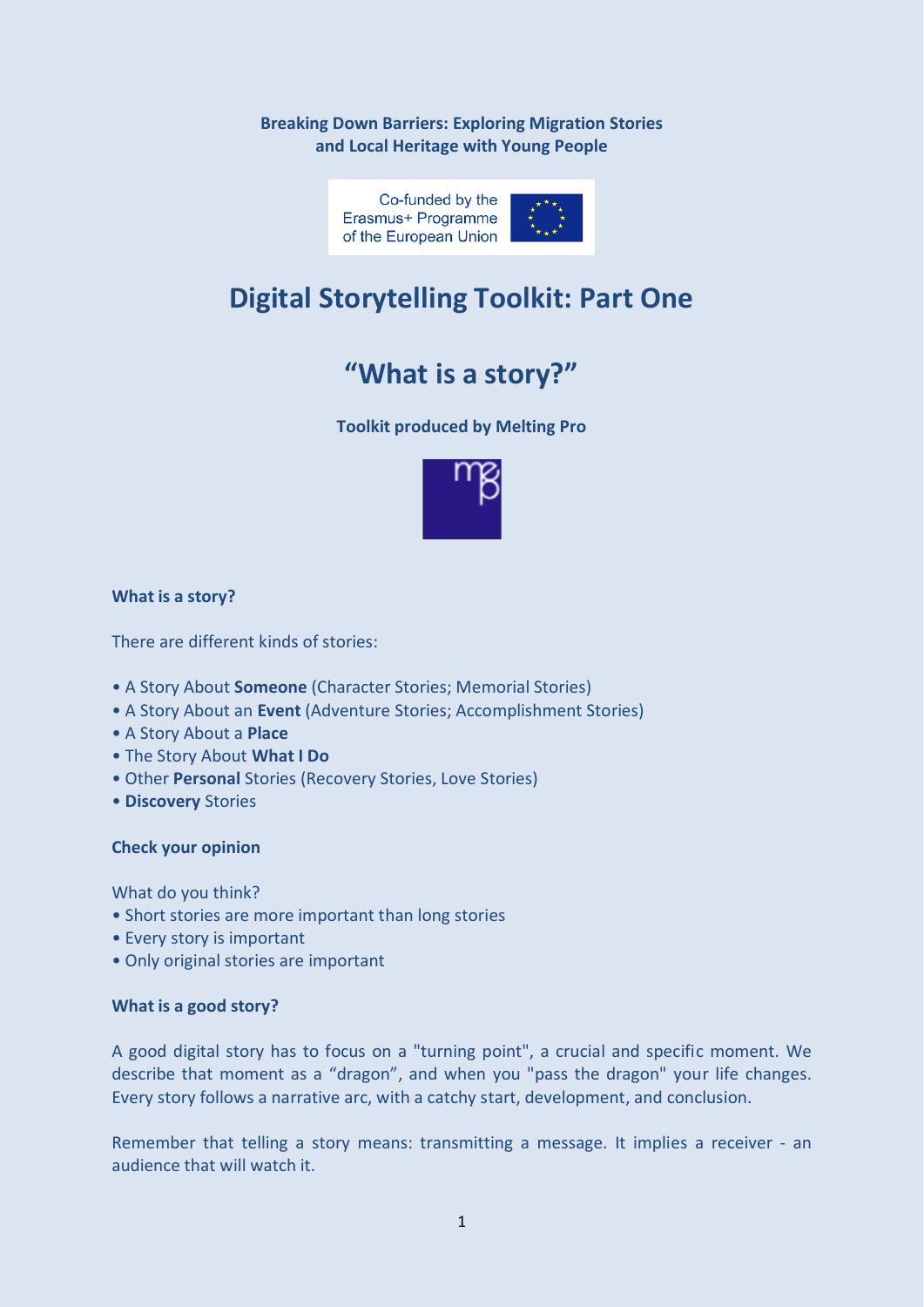**Breaking Down Barriers: Exploring Migration Stories and Local Heritage with Young People**

Co-funded by the Erasmus+ Programme of the European Union

# Digital Storytelling Toolkit: Part One

# "What is a story?"

**Toolkit produced by Melting Pro**

### What is a story?

There are different kinds of stories:

- A Story About **Someone** (Character Stories; Memorial Stories)
- A Story About an **Event** (Adventure Stories; Accomplishment Stories)
- A Story About a **Place**
- The Story About **What I Do**
- Other **Personal** Stories (Recovery Stories, Love Stories)
- **Discovery** Stories

### Check your opinion

What do you think?

- Short stories are more important than long stories
- Every story is important
- Only original stories are important

### What is a good story?

A good digital story has to focus on a "turning point", a crucial and specific moment. We describe that moment as a "dragon", and when you "pass the dragon" your life changes. Every story follows a narrative arc, with a catchy start, development, and conclusion.

Remember that telling a story means: transmitting a message. It implies a receiver - an audience that will watch it.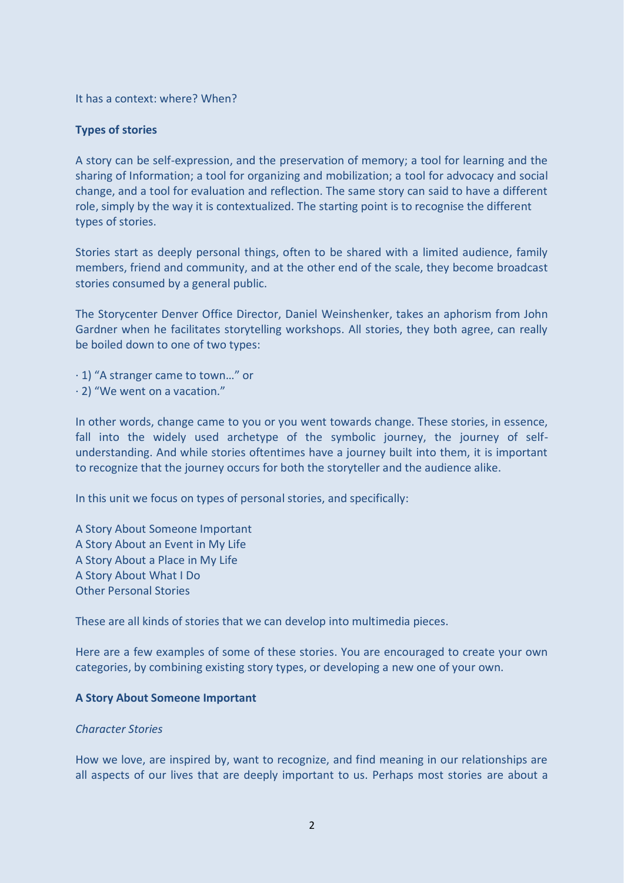It has a context: where? When?

**Types of stories**

A story can be self-expression, and the preservation of memory; a tool for learning and the sharing of Information; a tool for organizing and mobilization; a tool for advocacy and social change, and a tool for evaluation and reflection. The same story can said to have a different role, simply by the way it is contextualized. The starting point is to recognise the different types of stories.

Stories start as deeply personal things, often to be shared with a limited audience, family members, friend and community, and at the other end of the scale, they become broadcast stories consumed by a general public.

The Storycenter Denver Office Director, Daniel Weinshenker, takes an aphorism from John Gardner when he facilitates storytelling workshops. All stories, they both agree, can really be boiled down to one of two types:

· 1) "A stranger came to town…" or
· 2) "We went on a vacation."

In other words, change came to you or you went towards change. These stories, in essence, fall into the widely used archetype of the symbolic journey, the journey of self-understanding. And while stories oftentimes have a journey built into them, it is important to recognize that the journey occurs for both the storyteller and the audience alike.

In this unit we focus on types of personal stories, and specifically:

A Story About Someone Important
A Story About an Event in My Life
A Story About a Place in My Life
A Story About What I Do
Other Personal Stories

These are all kinds of stories that we can develop into multimedia pieces.

Here are a few examples of some of these stories. You are encouraged to create your own categories, by combining existing story types, or developing a new one of your own.

**A Story About Someone Important**

*Character Stories*

How we love, are inspired by, want to recognize, and find meaning in our relationships are all aspects of our lives that are deeply important to us. Perhaps most stories are about a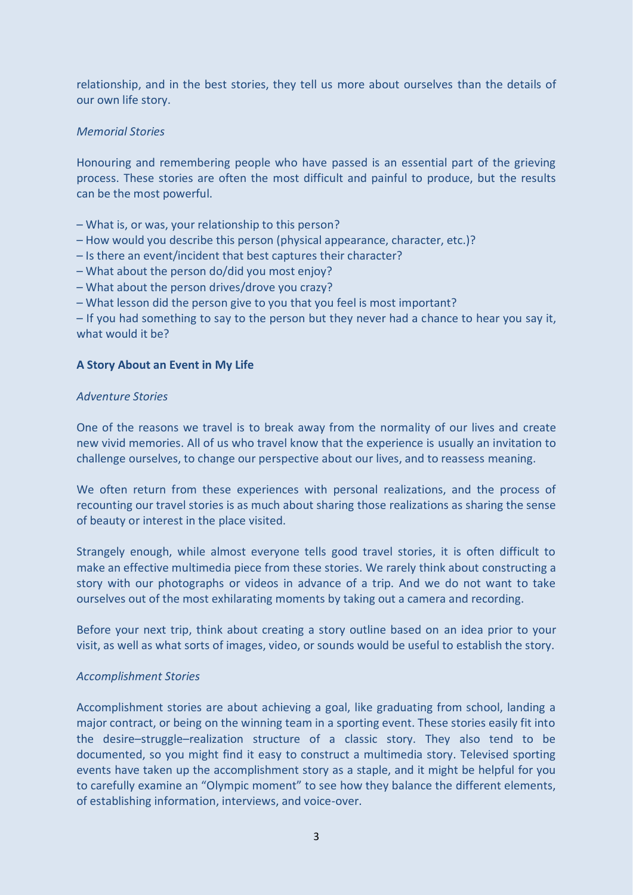relationship, and in the best stories, they tell us more about ourselves than the details of our own life story.

*Memorial Stories*

Honouring and remembering people who have passed is an essential part of the grieving process. These stories are often the most difficult and painful to produce, but the results can be the most powerful.

– What is, or was, your relationship to this person?
– How would you describe this person (physical appearance, character, etc.)?
– Is there an event/incident that best captures their character?
– What about the person do/did you most enjoy?
– What about the person drives/drove you crazy?
– What lesson did the person give to you that you feel is most important?
– If you had something to say to the person but they never had a chance to hear you say it, what would it be?

**A Story About an Event in My Life**

*Adventure Stories*

One of the reasons we travel is to break away from the normality of our lives and create new vivid memories. All of us who travel know that the experience is usually an invitation to challenge ourselves, to change our perspective about our lives, and to reassess meaning.

We often return from these experiences with personal realizations, and the process of recounting our travel stories is as much about sharing those realizations as sharing the sense of beauty or interest in the place visited.

Strangely enough, while almost everyone tells good travel stories, it is often difficult to make an effective multimedia piece from these stories. We rarely think about constructing a story with our photographs or videos in advance of a trip. And we do not want to take ourselves out of the most exhilarating moments by taking out a camera and recording.

Before your next trip, think about creating a story outline based on an idea prior to your visit, as well as what sorts of images, video, or sounds would be useful to establish the story.

*Accomplishment Stories*

Accomplishment stories are about achieving a goal, like graduating from school, landing a major contract, or being on the winning team in a sporting event. These stories easily fit into the desire–struggle–realization structure of a classic story. They also tend to be documented, so you might find it easy to construct a multimedia story. Televised sporting events have taken up the accomplishment story as a staple, and it might be helpful for you to carefully examine an "Olympic moment" to see how they balance the different elements, of establishing information, interviews, and voice-over.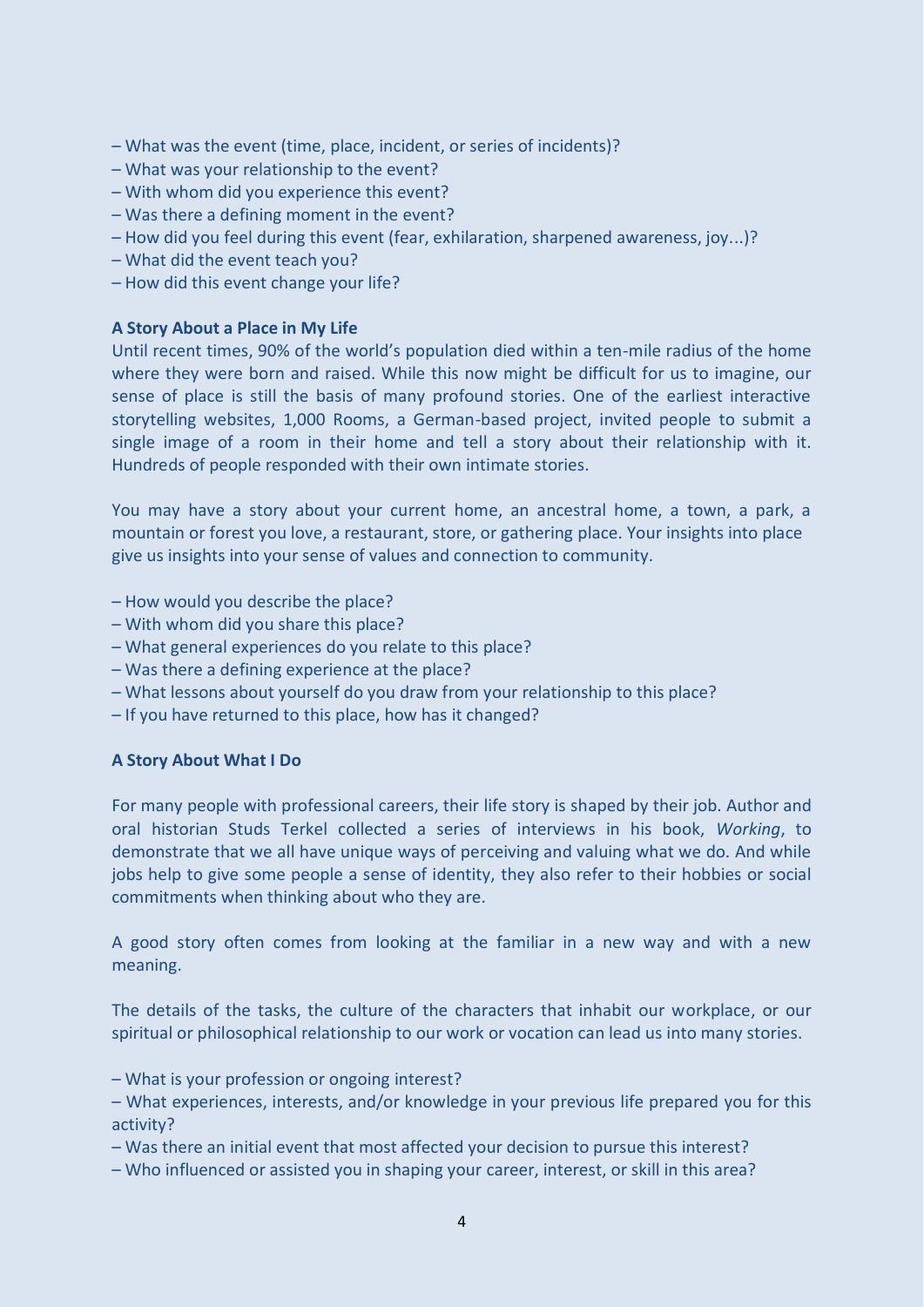– What was the event (time, place, incident, or series of incidents)?
– What was your relationship to the event?
– With whom did you experience this event?
– Was there a defining moment in the event?
– How did you feel during this event (fear, exhilaration, sharpened awareness, joy...)?
– What did the event teach you?
– How did this event change your life?

**A Story About a Place in My Life**

Until recent times, 90% of the world's population died within a ten-mile radius of the home where they were born and raised. While this now might be difficult for us to imagine, our sense of place is still the basis of many profound stories. One of the earliest interactive storytelling websites, 1,000 Rooms, a German-based project, invited people to submit a single image of a room in their home and tell a story about their relationship with it. Hundreds of people responded with their own intimate stories.

You may have a story about your current home, an ancestral home, a town, a park, a mountain or forest you love, a restaurant, store, or gathering place. Your insights into place give us insights into your sense of values and connection to community.

– How would you describe the place?
– With whom did you share this place?
– What general experiences do you relate to this place?
– Was there a defining experience at the place?
– What lessons about yourself do you draw from your relationship to this place?
– If you have returned to this place, how has it changed?

**A Story About What I Do**

For many people with professional careers, their life story is shaped by their job. Author and oral historian Studs Terkel collected a series of interviews in his book, *Working*, to demonstrate that we all have unique ways of perceiving and valuing what we do. And while jobs help to give some people a sense of identity, they also refer to their hobbies or social commitments when thinking about who they are.

A good story often comes from looking at the familiar in a new way and with a new meaning.

The details of the tasks, the culture of the characters that inhabit our workplace, or our spiritual or philosophical relationship to our work or vocation can lead us into many stories.

– What is your profession or ongoing interest?
– What experiences, interests, and/or knowledge in your previous life prepared you for this activity?
– Was there an initial event that most affected your decision to pursue this interest?
– Who influenced or assisted you in shaping your career, interest, or skill in this area?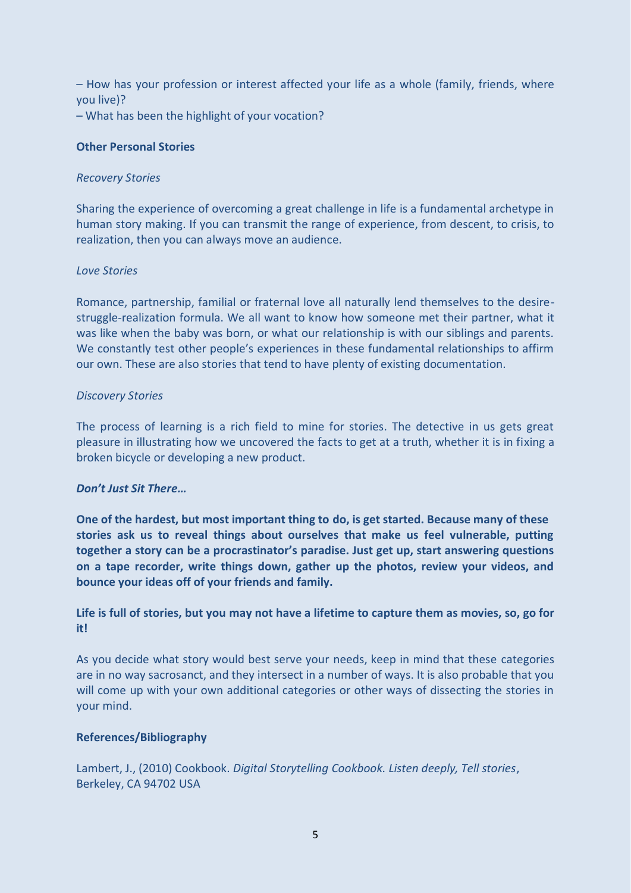– How has your profession or interest affected your life as a whole (family, friends, where you live)?
– What has been the highlight of your vocation?

**Other Personal Stories**

*Recovery Stories*

Sharing the experience of overcoming a great challenge in life is a fundamental archetype in human story making. If you can transmit the range of experience, from descent, to crisis, to realization, then you can always move an audience.

*Love Stories*

Romance, partnership, familial or fraternal love all naturally lend themselves to the desire-struggle-realization formula. We all want to know how someone met their partner, what it was like when the baby was born, or what our relationship is with our siblings and parents. We constantly test other people's experiences in these fundamental relationships to affirm our own. These are also stories that tend to have plenty of existing documentation.

*Discovery Stories*

The process of learning is a rich field to mine for stories. The detective in us gets great pleasure in illustrating how we uncovered the facts to get at a truth, whether it is in fixing a broken bicycle or developing a new product.

***Don't Just Sit There…***

**One of the hardest, but most important thing to do, is get started. Because many of these stories ask us to reveal things about ourselves that make us feel vulnerable, putting together a story can be a procrastinator's paradise. Just get up, start answering questions on a tape recorder, write things down, gather up the photos, review your videos, and bounce your ideas off of your friends and family.**

**Life is full of stories, but you may not have a lifetime to capture them as movies, so, go for it!**

As you decide what story would best serve your needs, keep in mind that these categories are in no way sacrosanct, and they intersect in a number of ways. It is also probable that you will come up with your own additional categories or other ways of dissecting the stories in your mind.

**References/Bibliography**

Lambert, J., (2010) Cookbook. *Digital Storytelling Cookbook. Listen deeply, Tell stories*, Berkeley, CA 94702 USA